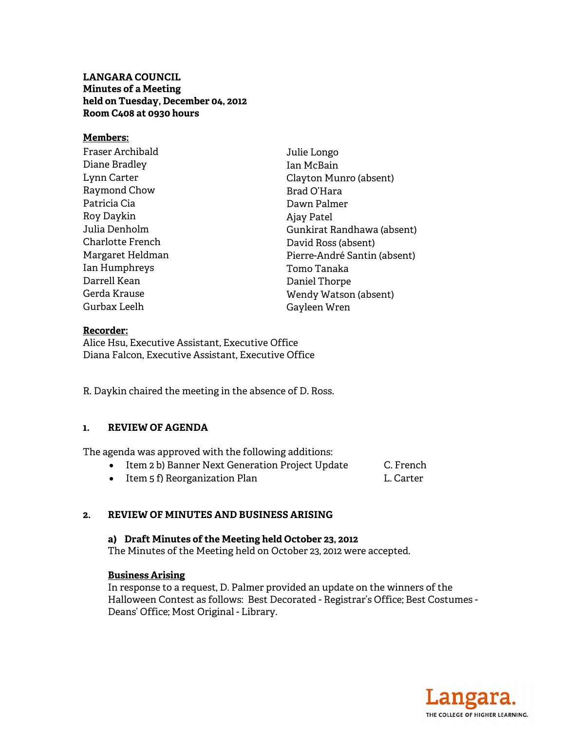**LANGARA COUNCIL**
**Minutes of a Meeting**
**held on Tuesday, December 04, 2012**
**Room C408 at 0930 hours**

**Members:**

Fraser Archibald
Diane Bradley
Lynn Carter
Raymond Chow
Patricia Cia
Roy Daykin
Julia Denholm
Charlotte French
Margaret Heldman
Ian Humphreys
Darrell Kean
Gerda Krause
Gurbax Leelh
Julie Longo
Ian McBain
Clayton Munro (absent)
Brad O'Hara
Dawn Palmer
Ajay Patel
Gunkirat Randhawa (absent)
David Ross (absent)
Pierre-André Santin (absent)
Tomo Tanaka
Daniel Thorpe
Wendy Watson (absent)
Gayleen Wren

**Recorder:**
Alice Hsu, Executive Assistant, Executive Office
Diana Falcon, Executive Assistant, Executive Office

R. Daykin chaired the meeting in the absence of D. Ross.

## 1. REVIEW OF AGENDA

The agenda was approved with the following additions:

- Item 2 b) Banner Next Generation Project Update — C. French
- Item 5 f) Reorganization Plan — L. Carter

## 2. REVIEW OF MINUTES AND BUSINESS ARISING

### a) Draft Minutes of the Meeting held October 23, 2012

The Minutes of the Meeting held on October 23, 2012 were accepted.

**Business Arising**

In response to a request, D. Palmer provided an update on the winners of the Halloween Contest as follows: Best Decorated - Registrar's Office; Best Costumes - Deans' Office; Most Original - Library.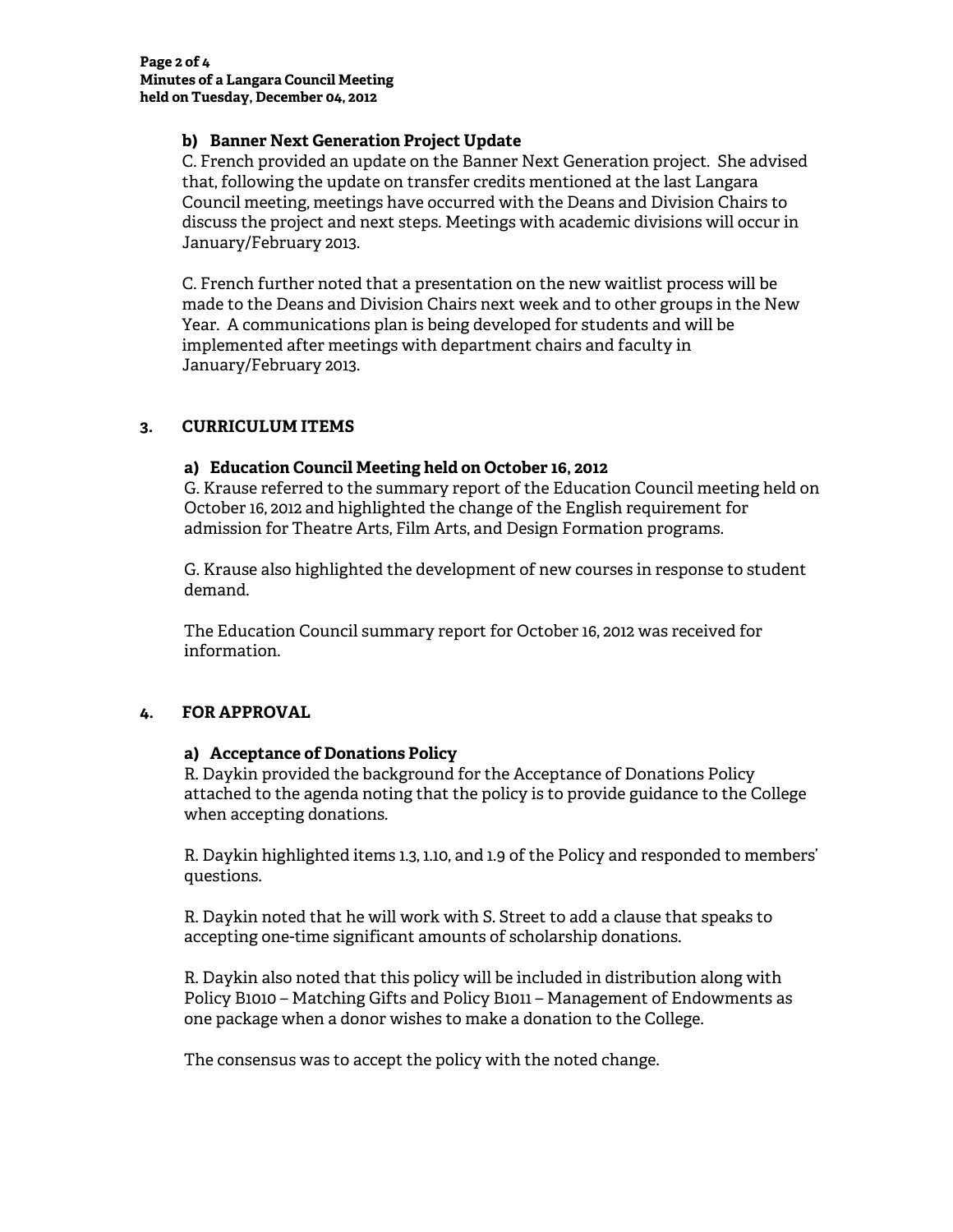**b) Banner Next Generation Project Update**

C. French provided an update on the Banner Next Generation project. She advised that, following the update on transfer credits mentioned at the last Langara Council meeting, meetings have occurred with the Deans and Division Chairs to discuss the project and next steps. Meetings with academic divisions will occur in January/February 2013.

C. French further noted that a presentation on the new waitlist process will be made to the Deans and Division Chairs next week and to other groups in the New Year. A communications plan is being developed for students and will be implemented after meetings with department chairs and faculty in January/February 2013.

## 3. CURRICULUM ITEMS

**a) Education Council Meeting held on October 16, 2012**

G. Krause referred to the summary report of the Education Council meeting held on October 16, 2012 and highlighted the change of the English requirement for admission for Theatre Arts, Film Arts, and Design Formation programs.

G. Krause also highlighted the development of new courses in response to student demand.

The Education Council summary report for October 16, 2012 was received for information.

## 4. FOR APPROVAL

**a) Acceptance of Donations Policy**

R. Daykin provided the background for the Acceptance of Donations Policy attached to the agenda noting that the policy is to provide guidance to the College when accepting donations.

R. Daykin highlighted items 1.3, 1.10, and 1.9 of the Policy and responded to members' questions.

R. Daykin noted that he will work with S. Street to add a clause that speaks to accepting one-time significant amounts of scholarship donations.

R. Daykin also noted that this policy will be included in distribution along with Policy B1010 – Matching Gifts and Policy B1011 – Management of Endowments as one package when a donor wishes to make a donation to the College.

The consensus was to accept the policy with the noted change.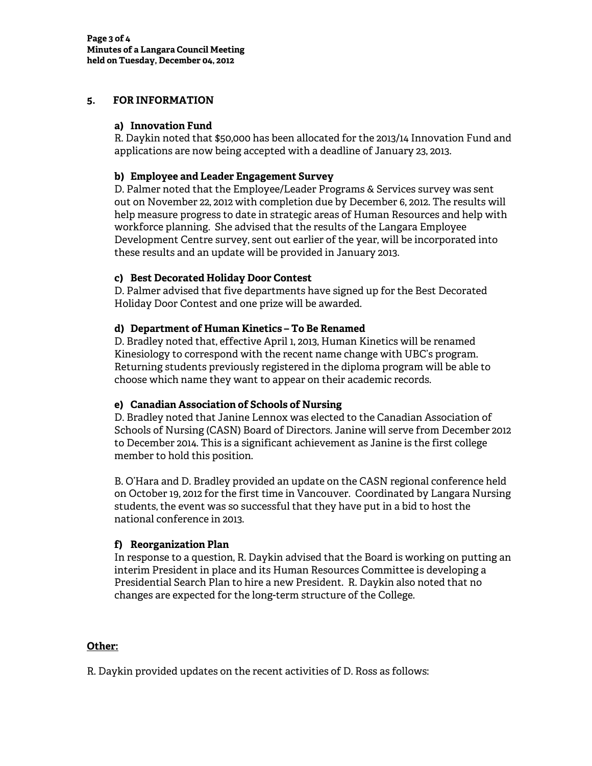## 5. FOR INFORMATION

### a) Innovation Fund

R. Daykin noted that $50,000 has been allocated for the 2013/14 Innovation Fund and applications are now being accepted with a deadline of January 23, 2013.

### b) Employee and Leader Engagement Survey

D. Palmer noted that the Employee/Leader Programs & Services survey was sent out on November 22, 2012 with completion due by December 6, 2012. The results will help measure progress to date in strategic areas of Human Resources and help with workforce planning. She advised that the results of the Langara Employee Development Centre survey, sent out earlier of the year, will be incorporated into these results and an update will be provided in January 2013.

### c) Best Decorated Holiday Door Contest

D. Palmer advised that five departments have signed up for the Best Decorated Holiday Door Contest and one prize will be awarded.

### d) Department of Human Kinetics – To Be Renamed

D. Bradley noted that, effective April 1, 2013, Human Kinetics will be renamed Kinesiology to correspond with the recent name change with UBC's program. Returning students previously registered in the diploma program will be able to choose which name they want to appear on their academic records.

### e) Canadian Association of Schools of Nursing

D. Bradley noted that Janine Lennox was elected to the Canadian Association of Schools of Nursing (CASN) Board of Directors. Janine will serve from December 2012 to December 2014. This is a significant achievement as Janine is the first college member to hold this position.

B. O'Hara and D. Bradley provided an update on the CASN regional conference held on October 19, 2012 for the first time in Vancouver. Coordinated by Langara Nursing students, the event was so successful that they have put in a bid to host the national conference in 2013.

### f) Reorganization Plan

In response to a question, R. Daykin advised that the Board is working on putting an interim President in place and its Human Resources Committee is developing a Presidential Search Plan to hire a new President. R. Daykin also noted that no changes are expected for the long-term structure of the College.

**Other:**

R. Daykin provided updates on the recent activities of D. Ross as follows: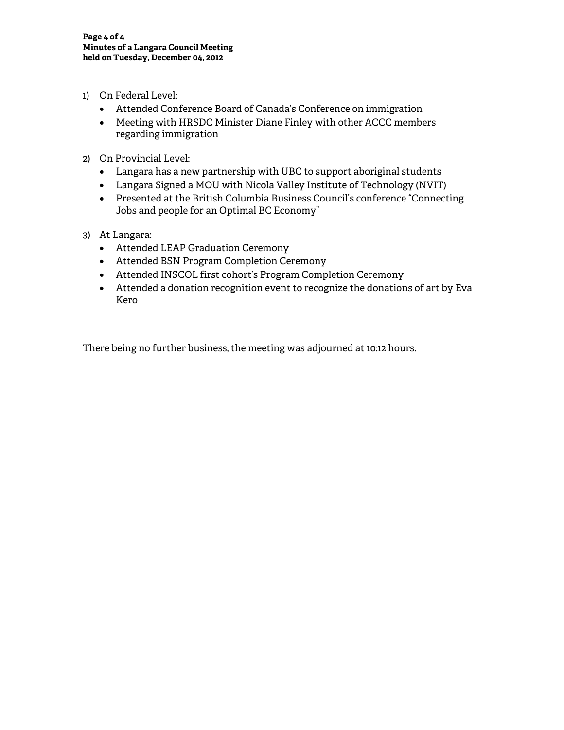1) On Federal Level:
   - Attended Conference Board of Canada's Conference on immigration
   - Meeting with HRSDC Minister Diane Finley with other ACCC members regarding immigration

2) On Provincial Level:
   - Langara has a new partnership with UBC to support aboriginal students
   - Langara Signed a MOU with Nicola Valley Institute of Technology (NVIT)
   - Presented at the British Columbia Business Council's conference "Connecting Jobs and people for an Optimal BC Economy"

3) At Langara:
   - Attended LEAP Graduation Ceremony
   - Attended BSN Program Completion Ceremony
   - Attended INSCOL first cohort's Program Completion Ceremony
   - Attended a donation recognition event to recognize the donations of art by Eva Kero

There being no further business, the meeting was adjourned at 10:12 hours.